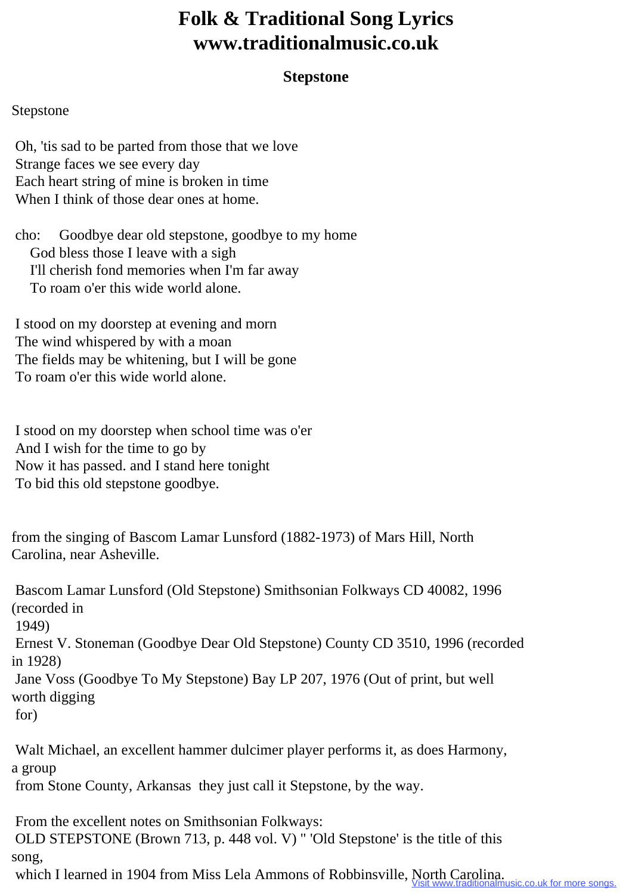# Folk & Traditional Song Lyrics www.traditionalmusic.co.uk

## Stepstone

Stepstone

Oh, 'tis sad to be parted from those that we love
Strange faces we see every day
Each heart string of mine is broken in time
When I think of those dear ones at home.

cho: Goodbye dear old stepstone, goodbye to my home
God bless those I leave with a sigh
I'll cherish fond memories when I'm far away
To roam o'er this wide world alone.

I stood on my doorstep at evening and morn
The wind whispered by with a moan
The fields may be whitening, but I will be gone
To roam o'er this wide world alone.

I stood on my doorstep when school time was o'er
And I wish for the time to go by
Now it has passed. and I stand here tonight
To bid this old stepstone goodbye.

from the singing of Bascom Lamar Lunsford (1882-1973) of Mars Hill, North Carolina, near Asheville.

Bascom Lamar Lunsford (Old Stepstone) Smithsonian Folkways CD 40082, 1996 (recorded in 1949)
Ernest V. Stoneman (Goodbye Dear Old Stepstone) County CD 3510, 1996 (recorded in 1928)
Jane Voss (Goodbye To My Stepstone) Bay LP 207, 1976 (Out of print, but well worth digging for)

Walt Michael, an excellent hammer dulcimer player performs it, as does Harmony, a group from Stone County, Arkansas they just call it Stepstone, by the way.

From the excellent notes on Smithsonian Folkways:
OLD STEPSTONE (Brown 713, p. 448 vol. V) " 'Old Stepstone' is the title of this song, which I learned in 1904 from Miss Lela Ammons of Robbinsville, North Carolina.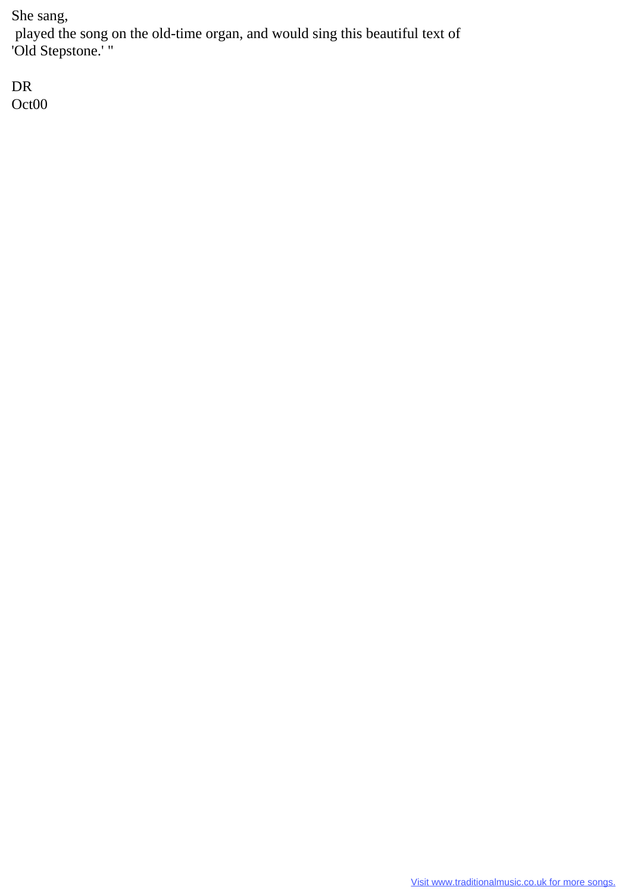She sang,
 played the song on the old-time organ, and would sing this beautiful text of 'Old Stepstone.' "

DR
Oct00